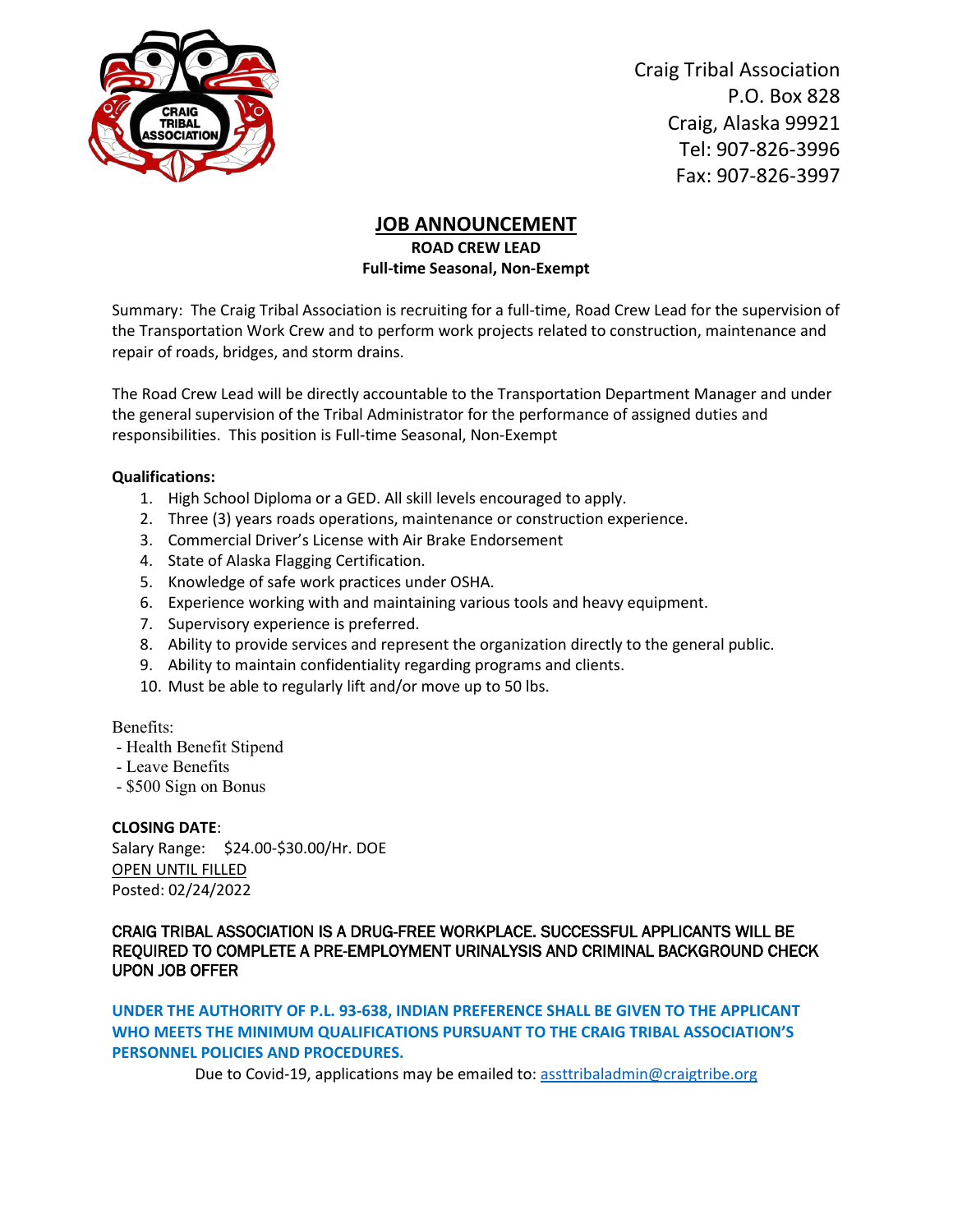Craig Tribal Association
P.O. Box 828
Craig, Alaska 99921
Tel: 907-826-3996
Fax: 907-826-3997

# JOB ANNOUNCEMENT

**ROAD CREW LEAD**

**Full-time Seasonal, Non-Exempt**

Summary: The Craig Tribal Association is recruiting for a full-time, Road Crew Lead for the supervision of the Transportation Work Crew and to perform work projects related to construction, maintenance and repair of roads, bridges, and storm drains.

The Road Crew Lead will be directly accountable to the Transportation Department Manager and under the general supervision of the Tribal Administrator for the performance of assigned duties and responsibilities. This position is Full-time Seasonal, Non-Exempt

**Qualifications:**

1. High School Diploma or a GED. All skill levels encouraged to apply.
2. Three (3) years roads operations, maintenance or construction experience.
3. Commercial Driver's License with Air Brake Endorsement
4. State of Alaska Flagging Certification.
5. Knowledge of safe work practices under OSHA.
6. Experience working with and maintaining various tools and heavy equipment.
7. Supervisory experience is preferred.
8. Ability to provide services and represent the organization directly to the general public.
9. Ability to maintain confidentiality regarding programs and clients.
10. Must be able to regularly lift and/or move up to 50 lbs.

Benefits:

- Health Benefit Stipend
- Leave Benefits
- $500 Sign on Bonus

**CLOSING DATE**:
Salary Range: $24.00-$30.00/Hr. DOE
OPEN UNTIL FILLED
Posted: 02/24/2022

CRAIG TRIBAL ASSOCIATION IS A DRUG-FREE WORKPLACE. SUCCESSFUL APPLICANTS WILL BE REQUIRED TO COMPLETE A PRE-EMPLOYMENT URINALYSIS AND CRIMINAL BACKGROUND CHECK UPON JOB OFFER

**UNDER THE AUTHORITY OF P.L. 93-638, INDIAN PREFERENCE SHALL BE GIVEN TO THE APPLICANT WHO MEETS THE MINIMUM QUALIFICATIONS PURSUANT TO THE CRAIG TRIBAL ASSOCIATION'S PERSONNEL POLICIES AND PROCEDURES.**

Due to Covid-19, applications may be emailed to: assttribaladmin@craigtribe.org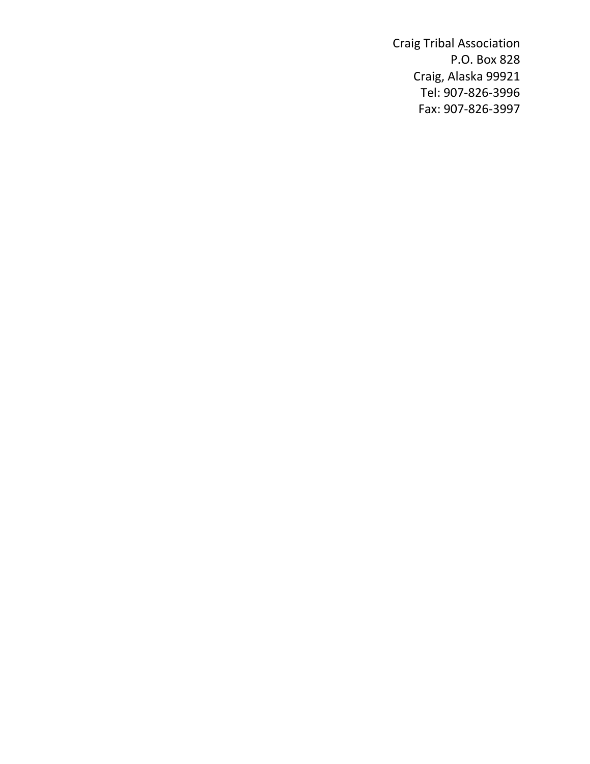Craig Tribal Association
P.O. Box 828
Craig, Alaska 99921
Tel: 907-826-3996
Fax: 907-826-3997